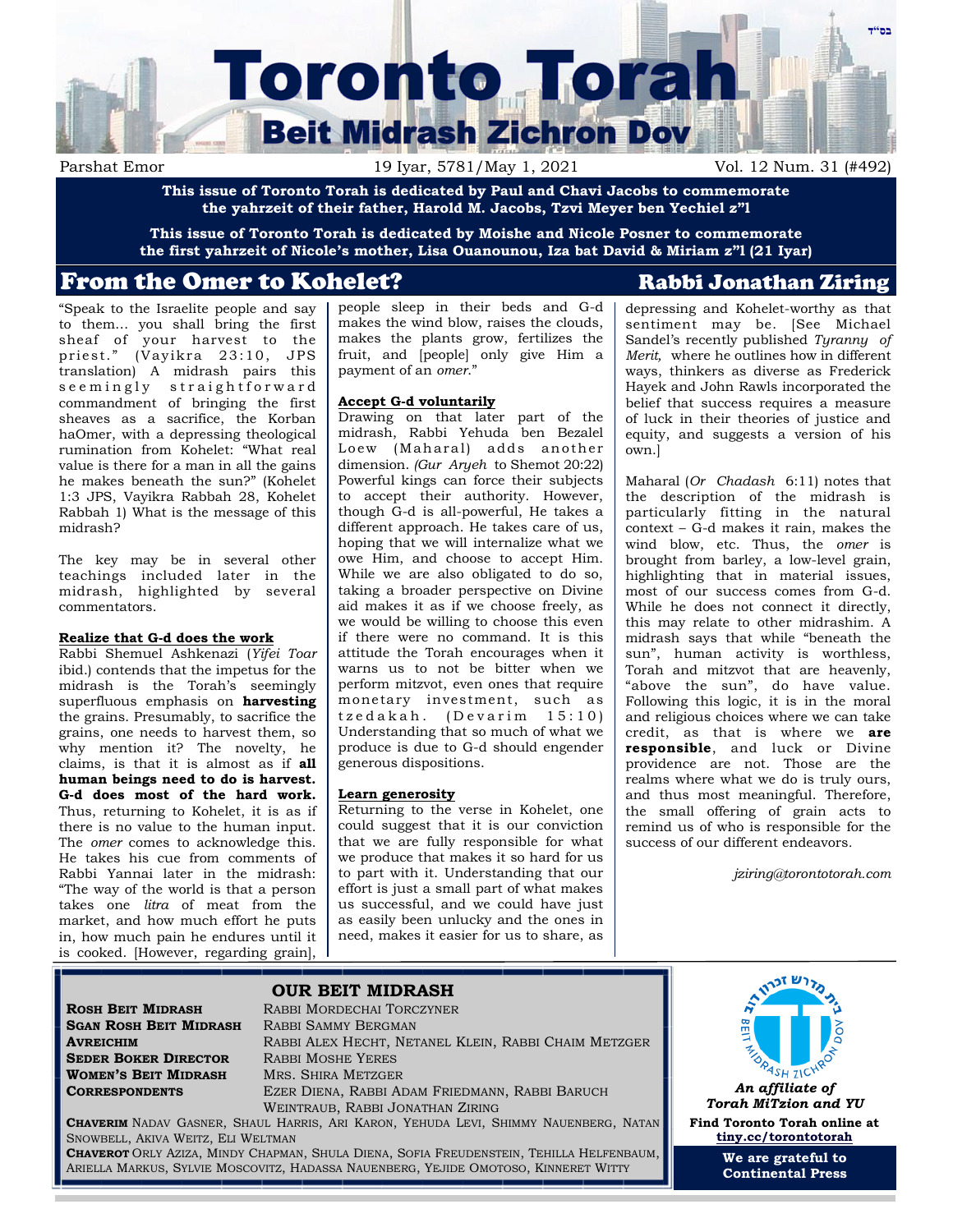בס"ד

# Toronto Torah

## Beit Midrash Zichron Dov

Parshat Emor — 19 Iyar, 5781/May 1, 2021 — Vol. 12 Num. 31 (#492)

**This issue of Toronto Torah is dedicated by Paul and Chavi Jacobs to commemorate the yahrzeit of their father, Harold M. Jacobs, Tzvi Meyer ben Yechiel z"l**

**This issue of Toronto Torah is dedicated by Moishe and Nicole Posner to commemorate the first yahrzeit of Nicole's mother, Lisa Ouanounou, Iza bat David & Miriam z"l (21 Iyar)**

## From the Omer to Kohelet? — Rabbi Jonathan Ziring

"Speak to the Israelite people and say to them... you shall bring the first sheaf of your harvest to the priest." (Vayikra 23:10, JPS translation) A midrash pairs this seemingly straightforward commandment of bringing the first sheaves as a sacrifice, the Korban haOmer, with a depressing theological rumination from Kohelet: "What real value is there for a man in all the gains he makes beneath the sun?" (Kohelet 1:3 JPS, Vayikra Rabbah 28, Kohelet Rabbah 1) What is the message of this midrash?

The key may be in several other teachings included later in the midrash, highlighted by several commentators.

**Realize that G-d does the work**

Rabbi Shemuel Ashkenazi (*Yifei Toar* ibid.) contends that the impetus for the midrash is the Torah's seemingly superfluous emphasis on **harvesting** the grains. Presumably, to sacrifice the grains, one needs to harvest them, so why mention it? The novelty, he claims, is that it is almost as if **all human beings need to do is harvest. G-d does most of the hard work.** Thus, returning to Kohelet, it is as if there is no value to the human input. The *omer* comes to acknowledge this. He takes his cue from comments of Rabbi Yannai later in the midrash: "The way of the world is that a person takes one *litra* of meat from the market, and how much effort he puts in, how much pain he endures until it is cooked. [However, regarding grain], people sleep in their beds and G-d makes the wind blow, raises the clouds, makes the plants grow, fertilizes the fruit, and [people] only give Him a payment of an *omer*."

**Accept G-d voluntarily**

Drawing on that later part of the midrash, Rabbi Yehuda ben Bezalel Loew (Maharal) adds another dimension. *(Gur Aryeh* to Shemot 20:22) Powerful kings can force their subjects to accept their authority. However, though G-d is all-powerful, He takes a different approach. He takes care of us, hoping that we will internalize what we owe Him, and choose to accept Him. While we are also obligated to do so, taking a broader perspective on Divine aid makes it as if we choose freely, as we would be willing to choose this even if there were no command. It is this attitude the Torah encourages when it warns us to not be bitter when we perform mitzvot, even ones that require monetary investment, such as tzedakah. (Devarim 15:10) Understanding that so much of what we produce is due to G-d should engender generous dispositions.

**Learn generosity**

Returning to the verse in Kohelet, one could suggest that it is our conviction that we are fully responsible for what we produce that makes it so hard for us to part with it. Understanding that our effort is just a small part of what makes us successful, and we could have just as easily been unlucky and the ones in need, makes it easier for us to share, as depressing and Kohelet-worthy as that sentiment may be. [See Michael Sandel's recently published *Tyranny of Merit,* where he outlines how in different ways, thinkers as diverse as Frederick Hayek and John Rawls incorporated the belief that success requires a measure of luck in their theories of justice and equity, and suggests a version of his own.]

Maharal (*Or Chadash* 6:11) notes that the description of the midrash is particularly fitting in the natural context – G-d makes it rain, makes the wind blow, etc. Thus, the *omer* is brought from barley, a low-level grain, highlighting that in material issues, most of our success comes from G-d. While he does not connect it directly, this may relate to other midrashim. A midrash says that while "beneath the sun", human activity is worthless, Torah and mitzvot that are heavenly, "above the sun", do have value. Following this logic, it is in the moral and religious choices where we can take credit, as that is where we **are responsible**, and luck or Divine providence are not. Those are the realms where what we do is truly ours, and thus most meaningful. Therefore, the small offering of grain acts to remind us of who is responsible for the success of our different endeavors.

*jziring@torontotorah.com*

## OUR BEIT MIDRASH

| | |
|---|---|
| **Rosh Beit Midrash** | Rabbi Mordechai Torczyner |
| **Sgan Rosh Beit Midrash** | Rabbi Sammy Bergman |
| **Avreichim** | Rabbi Alex Hecht, Netanel Klein, Rabbi Chaim Metzger |
| **Seder Boker Director** | Rabbi Moshe Yeres |
| **Women's Beit Midrash** | Mrs. Shira Metzger |
| **Correspondents** | Ezer Diena, Rabbi Adam Friedmann, Rabbi Baruch Weintraub, Rabbi Jonathan Ziring |

**Chaverim** Nadav Gasner, Shaul Harris, Ari Karon, Yehuda Levi, Shimmy Nauenberg, Natan Snowbell, Akiva Weitz, Eli Weltman

**Chaverot** Orly Aziza, Mindy Chapman, Shula Diena, Sofia Freudenstein, Tehilla Helfenbaum, Ariella Markus, Sylvie Moscovitz, Hadassa Nauenberg, Yejide Omotoso, Kinneret Witty

בית מדרש זכרון דב — Beit Midrash Zichron Dov

***An affiliate of Torah MiTzion and YU***

**Find Toronto Torah online at tiny.cc/torontotorah**

**We are grateful to Continental Press**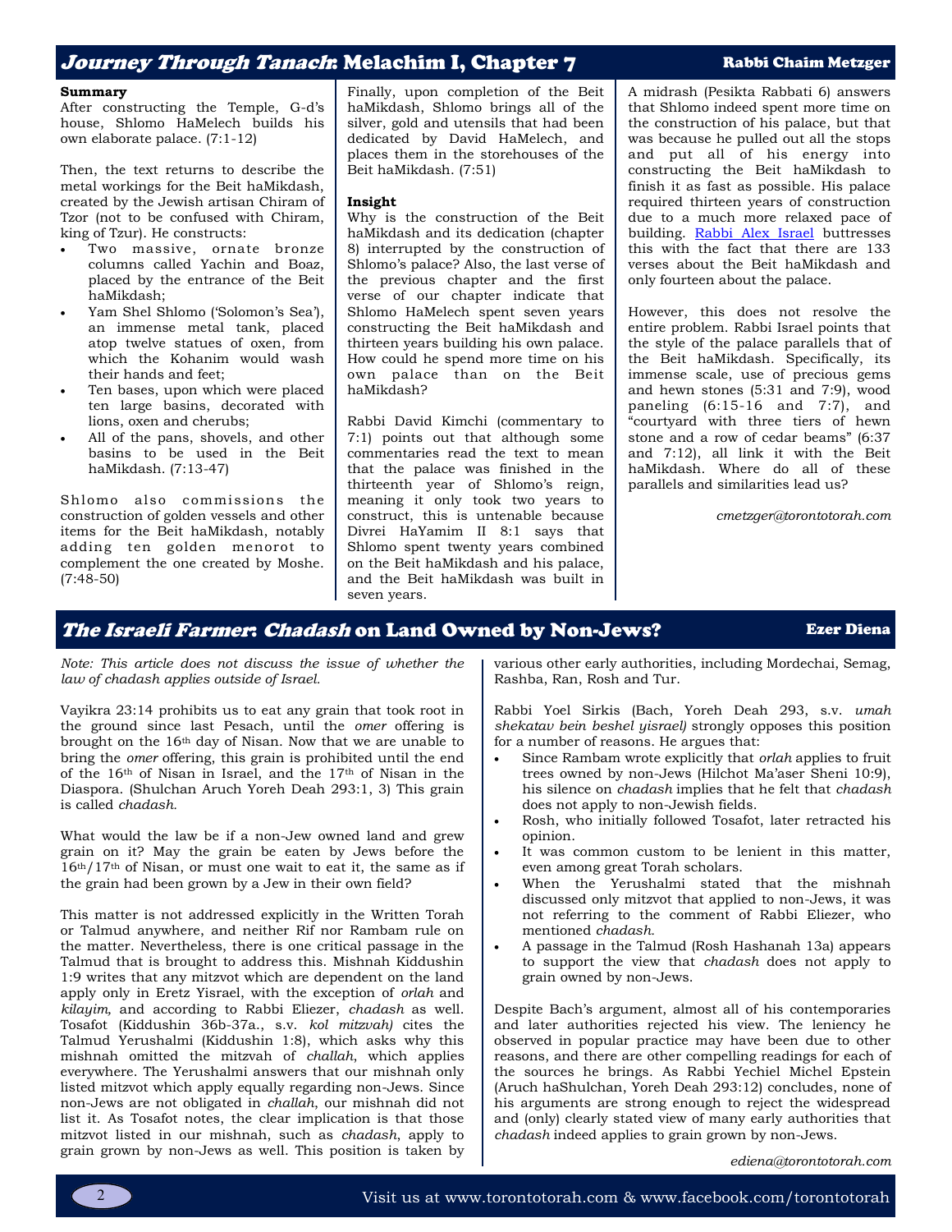## *Journey Through Tanach*: Melachim I, Chapter 7

**Rabbi Chaim Metzger**

**Summary**

After constructing the Temple, G-d's house, Shlomo HaMelech builds his own elaborate palace. (7:1-12)

Then, the text returns to describe the metal workings for the Beit haMikdash, created by the Jewish artisan Chiram of Tzor (not to be confused with Chiram, king of Tzur). He constructs:

- Two massive, ornate bronze columns called Yachin and Boaz, placed by the entrance of the Beit haMikdash;
- Yam Shel Shlomo ('Solomon's Sea'), an immense metal tank, placed atop twelve statues of oxen, from which the Kohanim would wash their hands and feet;
- Ten bases, upon which were placed ten large basins, decorated with lions, oxen and cherubs;
- All of the pans, shovels, and other basins to be used in the Beit haMikdash. (7:13-47)

Shlomo also commissions the construction of golden vessels and other items for the Beit haMikdash, notably adding ten golden menorot to complement the one created by Moshe. (7:48-50)

Finally, upon completion of the Beit haMikdash, Shlomo brings all of the silver, gold and utensils that had been dedicated by David HaMelech, and places them in the storehouses of the Beit haMikdash. (7:51)

**Insight**

Why is the construction of the Beit haMikdash and its dedication (chapter 8) interrupted by the construction of Shlomo's palace? Also, the last verse of the previous chapter and the first verse of our chapter indicate that Shlomo HaMelech spent seven years constructing the Beit haMikdash and thirteen years building his own palace. How could he spend more time on his own palace than on the Beit haMikdash?

Rabbi David Kimchi (commentary to 7:1) points out that although some commentaries read the text to mean that the palace was finished in the thirteenth year of Shlomo's reign, meaning it only took two years to construct, this is untenable because Divrei HaYamim II 8:1 says that Shlomo spent twenty years combined on the Beit haMikdash and his palace, and the Beit haMikdash was built in seven years.

A midrash (Pesikta Rabbati 6) answers that Shlomo indeed spent more time on the construction of his palace, but that was because he pulled out all the stops and put all of his energy into constructing the Beit haMikdash to finish it as fast as possible. His palace required thirteen years of construction due to a much more relaxed pace of building. Rabbi Alex Israel buttresses this with the fact that there are 133 verses about the Beit haMikdash and only fourteen about the palace.

However, this does not resolve the entire problem. Rabbi Israel points that the style of the palace parallels that of the Beit haMikdash. Specifically, its immense scale, use of precious gems and hewn stones (5:31 and 7:9), wood paneling (6:15-16 and 7:7), and "courtyard with three tiers of hewn stone and a row of cedar beams" (6:37 and 7:12), all link it with the Beit haMikdash. Where do all of these parallels and similarities lead us?

*cmetzger@torontotorah.com*

## *The Israeli Farmer*: *Chadash* on Land Owned by Non-Jews?

**Ezer Diena**

*Note: This article does not discuss the issue of whether the law of chadash applies outside of Israel.*

Vayikra 23:14 prohibits us to eat any grain that took root in the ground since last Pesach, until the *omer* offering is brought on the 16th day of Nisan. Now that we are unable to bring the *omer* offering, this grain is prohibited until the end of the 16th of Nisan in Israel, and the 17th of Nisan in the Diaspora. (Shulchan Aruch Yoreh Deah 293:1, 3) This grain is called *chadash.*

What would the law be if a non-Jew owned land and grew grain on it? May the grain be eaten by Jews before the 16th/17th of Nisan, or must one wait to eat it, the same as if the grain had been grown by a Jew in their own field?

This matter is not addressed explicitly in the Written Torah or Talmud anywhere, and neither Rif nor Rambam rule on the matter. Nevertheless, there is one critical passage in the Talmud that is brought to address this. Mishnah Kiddushin 1:9 writes that any mitzvot which are dependent on the land apply only in Eretz Yisrael, with the exception of *orlah* and *kilayim,* and according to Rabbi Eliezer, *chadash* as well. Tosafot (Kiddushin 36b-37a., s.v. *kol mitzvah)* cites the Talmud Yerushalmi (Kiddushin 1:8), which asks why this mishnah omitted the mitzvah of *challah*, which applies everywhere. The Yerushalmi answers that our mishnah only listed mitzvot which apply equally regarding non-Jews. Since non-Jews are not obligated in *challah*, our mishnah did not list it. As Tosafot notes, the clear implication is that those mitzvot listed in our mishnah, such as *chadash*, apply to grain grown by non-Jews as well. This position is taken by various other early authorities, including Mordechai, Semag, Rashba, Ran, Rosh and Tur.

Rabbi Yoel Sirkis (Bach, Yoreh Deah 293, s.v. *umah shekatav bein beshel yisrael)* strongly opposes this position for a number of reasons. He argues that:

- Since Rambam wrote explicitly that *orlah* applies to fruit trees owned by non-Jews (Hilchot Ma'aser Sheni 10:9), his silence on *chadash* implies that he felt that *chadash* does not apply to non-Jewish fields.
- Rosh, who initially followed Tosafot, later retracted his opinion.
- It was common custom to be lenient in this matter, even among great Torah scholars.
- When the Yerushalmi stated that the mishnah discussed only mitzvot that applied to non-Jews, it was not referring to the comment of Rabbi Eliezer, who mentioned *chadash.*
- A passage in the Talmud (Rosh Hashanah 13a) appears to support the view that *chadash* does not apply to grain owned by non-Jews.

Despite Bach's argument, almost all of his contemporaries and later authorities rejected his view. The leniency he observed in popular practice may have been due to other reasons, and there are other compelling readings for each of the sources he brings. As Rabbi Yechiel Michel Epstein (Aruch haShulchan, Yoreh Deah 293:12) concludes, none of his arguments are strong enough to reject the widespread and (only) clearly stated view of many early authorities that *chadash* indeed applies to grain grown by non-Jews.

*ediena@torontotorah.com*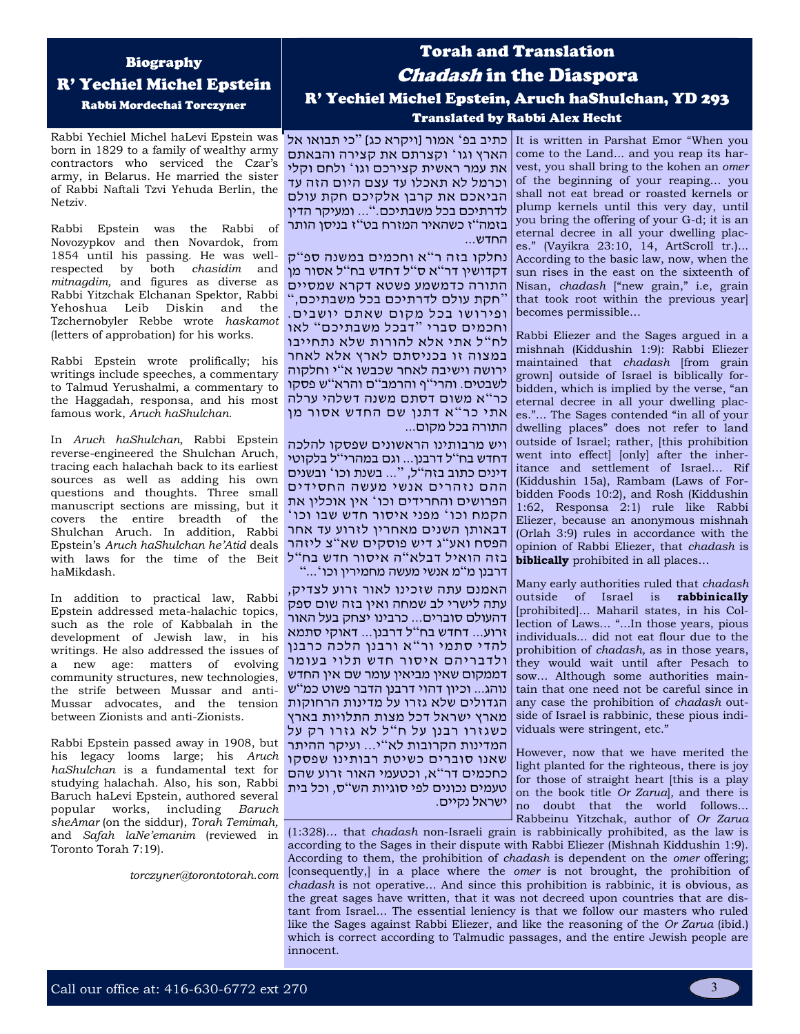## Biography

### R' Yechiel Michel Epstein

#### Rabbi Mordechai Torczyner

Rabbi Yechiel Michel haLevi Epstein was born in 1829 to a family of wealthy army contractors who serviced the Czar's army, in Belarus. He married the sister of Rabbi Naftali Tzvi Yehuda Berlin, the Netziv.

Rabbi Epstein was the Rabbi of Novozypkov and then Novardok, from 1854 until his passing. He was well-respected by both *chasidim* and *mitnagdim,* and figures as diverse as Rabbi Yitzchak Elchanan Spektor, Rabbi Yehoshua Leib Diskin and the Tzchernobyler Rebbe wrote *haskamot* (letters of approbation) for his works.

Rabbi Epstein wrote prolifically; his writings include speeches, a commentary to Talmud Yerushalmi, a commentary to the Haggadah, responsa, and his most famous work, *Aruch haShulchan.*

In *Aruch haShulchan,* Rabbi Epstein reverse-engineered the Shulchan Aruch, tracing each halachah back to its earliest sources as well as adding his own questions and thoughts. Three small manuscript sections are missing, but it covers the entire breadth of the Shulchan Aruch. In addition, Rabbi Epstein's *Aruch haShulchan he'Atid* deals with laws for the time of the Beit haMikdash.

In addition to practical law, Rabbi Epstein addressed meta-halachic topics, such as the role of Kabbalah in the development of Jewish law, in his writings. He also addressed the issues of a new age: matters of evolving community structures, new technologies, the strife between Mussar and anti-Mussar advocates, and the tension between Zionists and anti-Zionists.

Rabbi Epstein passed away in 1908, but his legacy looms large; his *Aruch haShulchan* is a fundamental text for studying halachah. Also, his son, Rabbi Baruch haLevi Epstein, authored several popular works, including *Baruch sheAmar* (on the siddur), *Torah Temimah,* and *Safah laNe'emanim* (reviewed in Toronto Torah 7:19).

*torczyner@torontotorah.com*

## Torah and Translation

### *Chadash* in the Diaspora

#### R' Yechiel Michel Epstein, Aruch haShulchan, YD 293

#### Translated by Rabbi Alex Hecht

כתיב בפ' אמור [ויקרא כג] "כי תבואו אל הארץ וגו' וקצרתם את קצירה והבאתם את עמר ראשית קצירכם וגו' ולחם וקלי וכרמל לא תאכלו עד עצם היום הזה עד הביאכם את קרבן אלקיכם חקת עולם לדרתיכם בכל משבתיכם."... ומעיקר הדין בזמה"ז כשהאיר המזרח בט"ז בניסן הותר החדש...

It is written in Parshat Emor "When you come to the Land... and you reap its harvest, you shall bring to the kohen an *omer* of the beginning of your reaping... you shall not eat bread or roasted kernels or plump kernels until this very day, until you bring the offering of your G-d; it is an eternal decree in all your dwelling places." (Vayikra 23:10, 14, ArtScroll tr.)... According to the basic law, now, when the sun rises in the east on the sixteenth of Nisan, *chadash* ["new grain," i.e, grain that took root within the previous year] becomes permissible...

נחלקו בזה ר"א וחכמים במשנה ספ"ק דקדושין דר"א ס"ל דחדש בח"ל אסור מן התורה כדמשמע פשטא דקרא שמסיים "חקת עולם לדרתיכם בכל משבתיכם," ופירושו בכל מקום שאתם יושבים. וחכמים סברי "דבכל משבתיכם" לאו לח"ל אתי אלא להורות שלא נתחייבו במצוה זו בכניסתם לארץ אלא לאחר ירושה וישיבה לאחר שכבשו א"י וחלקוה לשבטים. והרי"ף והרמב"ם והרא"ש פסקו כר"א משום דסתם משנה דשלהי ערלה אתי כר"א דתנן שם החדש אסור מן התורה בכל מקום...

Rabbi Eliezer and the Sages argued in a mishnah (Kiddushin 1:9): Rabbi Eliezer maintained that *chadash* [from grain grown] outside of Israel is biblically forbidden, which is implied by the verse, "an eternal decree in all your dwelling places."... The Sages contended "in all of your dwelling places" does not refer to land outside of Israel; rather, [this prohibition went into effect] [only] after the inheritance and settlement of Israel... Rif (Kiddushin 15a), Rambam (Laws of Forbidden Foods 10:2), and Rosh (Kiddushin 1:62, Responsa 2:1) rule like Rabbi Eliezer, because an anonymous mishnah (Orlah 3:9) rules in accordance with the opinion of Rabbi Eliezer, that *chadash* is **biblically** prohibited in all places...

ויש מרבותינו הראשונים שפסקו להלכה דחדש בח"ל דרבנן... וגם במהרי"ל בלקוטי דינים כתוב בזה"ל, "... בשנת וכו' ובשנים ההם נזהרים אנשי מעשה החסידים הפרושים והחרידים וכו' אין אוכלין את הקמח וכו' מפני איסור חדש שבו וכו' דבאותן השנים מאחרין לזרוע עד אחר הפסח ואע"ג דיש פוסקים שא"צ ליזהר בזה הואיל דבלא"ה איסור חדש בח"ל דרבנן מ"מ אנשי מעשה מחמירין וכו'..."

Many early authorities ruled that *chadash* outside of Israel is **rabbinically** [prohibited]... Maharil states, in his Collection of Laws... "...In those years, pious individuals... did not eat flour due to the prohibition of *chadash,* as in those years, they would wait until after Pesach to sow... Although some authorities maintain that one need not be careful since in any case the prohibition of *chadash* outside of Israel is rabbinic, these pious individuals were stringent, etc."

האמנם עתה שזכינו לאור זרוע לצדיק, עתה לישרי לב שמחה ואין בזה שום ספק דהעולם סוברים... כרבינו יצחק בעל האור זרוע... דחדש בח"ל דרבנן... דאוקי סתמא להדי סתמי ור"א ורבנן הלכה כרבנן ולדבריהם איסור חדש תלוי בעומר דממקום שאין מביאין עומר שם אין החדש נוהג... וכיון דהוי דרבנן הדבר פשוט כמ"ש הגדולים שלא גזרו על מדינות הרחוקות מארץ ישראל דכל מצות התלויות בארץ כשגזרו רבנן על ח"ל לא גזרו רק על המדינות הקרובות לא"י... ועיקר ההיתר שאנו סוברים כשיטת רבותינו שפסקו כחכמים דר"א, וכטעמי האור זרוע שהם טעמים נכונים לפי סוגיות הש"ס, וכל בית ישראל נקיים.

However, now that we have merited the light planted for the righteous, there is joy for those of straight heart [this is a play on the book title *Or Zarua*], and there is no doubt that the world follows... Rabbeinu Yitzchak, author of *Or Zarua* (1:328)... that *chadash* non-Israeli grain is rabbinically prohibited, as the law is according to the Sages in their dispute with Rabbi Eliezer (Mishnah Kiddushin 1:9). According to them, the prohibition of *chadash* is dependent on the *omer* offering; [consequently,] in a place where the *omer* is not brought, the prohibition of *chadash* is not operative... And since this prohibition is rabbinic, it is obvious, as the great sages have written, that it was not decreed upon countries that are distant from Israel... The essential leniency is that we follow our masters who ruled like the Sages against Rabbi Eliezer, and like the reasoning of the *Or Zarua* (ibid.) which is correct according to Talmudic passages, and the entire Jewish people are innocent.

Call our office at: 416-630-6772 ext 270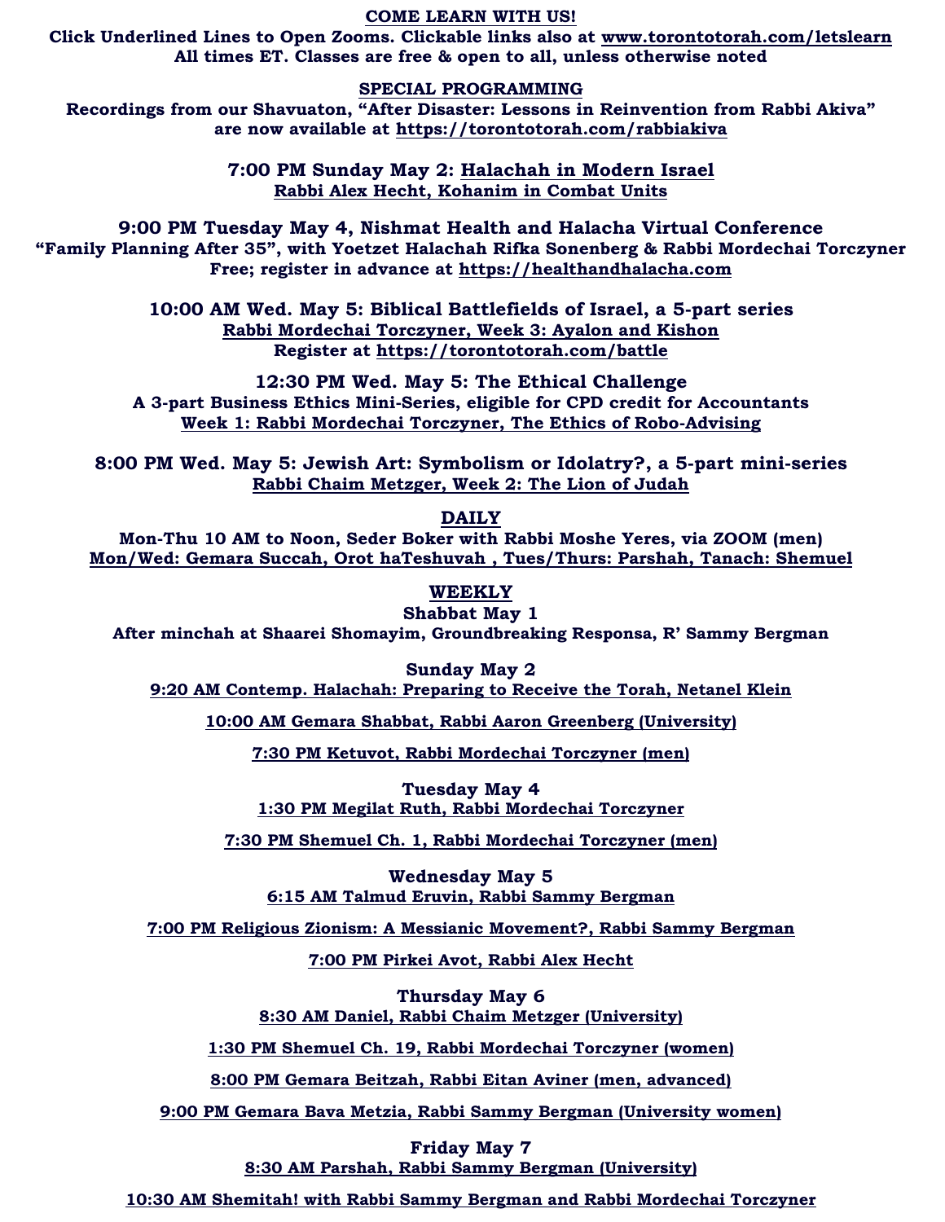## COME LEARN WITH US!

**Click Underlined Lines to Open Zooms. Clickable links also at www.torontotorah.com/letslearn**
**All times ET. Classes are free & open to all, unless otherwise noted**

## SPECIAL PROGRAMMING

**Recordings from our Shavuaton, "After Disaster: Lessons in Reinvention from Rabbi Akiva" are now available at https://torontotorah.com/rabbiakiva**

**7:00 PM Sunday May 2: Halachah in Modern Israel**
**Rabbi Alex Hecht, Kohanim in Combat Units**

**9:00 PM Tuesday May 4, Nishmat Health and Halacha Virtual Conference**
**"Family Planning After 35", with Yoetzet Halachah Rifka Sonenberg & Rabbi Mordechai Torczyner**
**Free; register in advance at https://healthandhalacha.com**

**10:00 AM Wed. May 5: Biblical Battlefields of Israel, a 5-part series**
**Rabbi Mordechai Torczyner, Week 3: Ayalon and Kishon**
**Register at https://torontotorah.com/battle**

**12:30 PM Wed. May 5: The Ethical Challenge**
**A 3-part Business Ethics Mini-Series, eligible for CPD credit for Accountants**
**Week 1: Rabbi Mordechai Torczyner, The Ethics of Robo-Advising**

**8:00 PM Wed. May 5: Jewish Art: Symbolism or Idolatry?, a 5-part mini-series**
**Rabbi Chaim Metzger, Week 2: The Lion of Judah**

## DAILY

**Mon-Thu 10 AM to Noon, Seder Boker with Rabbi Moshe Yeres, via ZOOM (men)**
**Mon/Wed: Gemara Succah, Orot haTeshuvah , Tues/Thurs: Parshah, Tanach: Shemuel**

## WEEKLY

### Shabbat May 1

**After minchah at Shaarei Shomayim, Groundbreaking Responsa, R' Sammy Bergman**

### Sunday May 2

**9:20 AM Contemp. Halachah: Preparing to Receive the Torah, Netanel Klein**

**10:00 AM Gemara Shabbat, Rabbi Aaron Greenberg (University)**

**7:30 PM Ketuvot, Rabbi Mordechai Torczyner (men)**

### Tuesday May 4

**1:30 PM Megilat Ruth, Rabbi Mordechai Torczyner**

**7:30 PM Shemuel Ch. 1, Rabbi Mordechai Torczyner (men)**

### Wednesday May 5

**6:15 AM Talmud Eruvin, Rabbi Sammy Bergman**

**7:00 PM Religious Zionism: A Messianic Movement?, Rabbi Sammy Bergman**

**7:00 PM Pirkei Avot, Rabbi Alex Hecht**

### Thursday May 6

**8:30 AM Daniel, Rabbi Chaim Metzger (University)**

**1:30 PM Shemuel Ch. 19, Rabbi Mordechai Torczyner (women)**

**8:00 PM Gemara Beitzah, Rabbi Eitan Aviner (men, advanced)**

**9:00 PM Gemara Bava Metzia, Rabbi Sammy Bergman (University women)**

### Friday May 7

**8:30 AM Parshah, Rabbi Sammy Bergman (University)**

**10:30 AM Shemitah! with Rabbi Sammy Bergman and Rabbi Mordechai Torczyner**